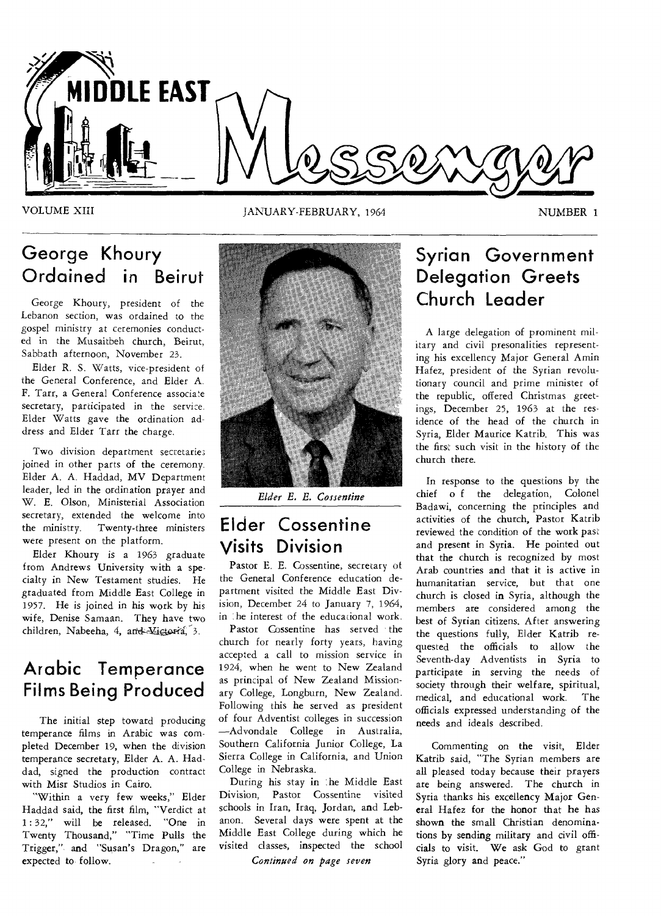# MIDDLE EAST Messenger

VOLUME XIII — JANUARY-FEBRUARY, 1964 — NUMBER 1

## George Khoury Ordained in Beirut

George Khoury, president of the Lebanon section, was ordained to the gospel ministry at ceremonies conducted in the Musaitbeh church, Beirut, Sabbath afternoon, November 23.

Elder R. S. Watts, vice-president of the General Conference, and Elder A. F. Tarr, a General Conference associate secretary, participated in the service. Elder Watts gave the ordination address and Elder Tarr the charge.

Two division department secretaries joined in other parts of the ceremony. Elder A. A. Haddad, MV Department leader, led in the ordination prayer and W. E. Olson, Ministerial Association secretary, extended the welcome into the ministry. Twenty-three ministers were present on the platform.

Elder Khoury is a 1963 graduate from Andrews University with a specialty in New Testament studies. He graduated from Middle East College in 1957. He is joined in his work by his wife, Denise Samaan. They have two children, Nabeeha, 4, and Victoria, 3.

## Arabic Temperance Films Being Produced

The initial step toward producing temperance films in Arabic was completed December 19, when the division temperance secretary, Elder A. A. Haddad, signed the production contract with Misr Studios in Cairo.

"Within a very few weeks," Elder Haddad said, the first film, "Verdict at 1:32," will be released. "One in Twenty Thousand," "Time Pulls the Trigger," and "Susan's Dragon," are expected to follow.

*Elder E. E. Cossentine*

## Elder Cossentine Visits Division

Pastor E. E. Cossentine, secretary of the General Conference education department visited the Middle East Division, December 24 to January 7, 1964, in the interest of the educational work.

Pastor Cossentine has served the church for nearly forty years, having accepted a call to mission service in 1924, when he went to New Zealand as principal of New Zealand Missionary College, Longburn, New Zealand. Following this he served as president of four Adventist colleges in succession —Advondale College in Australia, Southern California Junior College, La Sierra College in California, and Union College in Nebraska.

During his stay in the Middle East Division, Pastor Cossentine visited schools in Iran, Iraq, Jordan, and Lebanon. Several days were spent at the Middle East College during which he visited classes, inspected the school

*Continued on page seven*

## Syrian Government Delegation Greets Church Leader

A large delegation of prominent military and civil presonalities representing his excellency Major General Amin Hafez, president of the Syrian revolutionary council and prime minister of the republic, offered Christmas greetings, December 25, 1963 at the residence of the head of the church in Syria, Elder Maurice Katrib. This was the first such visit in the history of the church there.

In response to the questions by the chief of the delegation, Colonel Badawi, concerning the principles and activities of the church, Pastor Katrib reviewed the condition of the work past and present in Syria. He pointed out that the church is recognized by most Arab countries and that it is active in humanitarian service, but that one church is closed in Syria, although the members are considered among the best of Syrian citizens. After answering the questions fully, Elder Katrib requested the officials to allow the Seventh-day Adventists in Syria to participate in serving the needs of society through their welfare, spiritual, medical, and educational work. The officials expressed understanding of the needs and ideals described.

Commenting on the visit, Elder Katrib said, "The Syrian members are all pleased today because their prayers are being answered. The church in Syria thanks his excellency Major General Hafez for the honor that he has shown the small Christian denominations by sending military and civil officials to visit. We ask God to grant Syria glory and peace."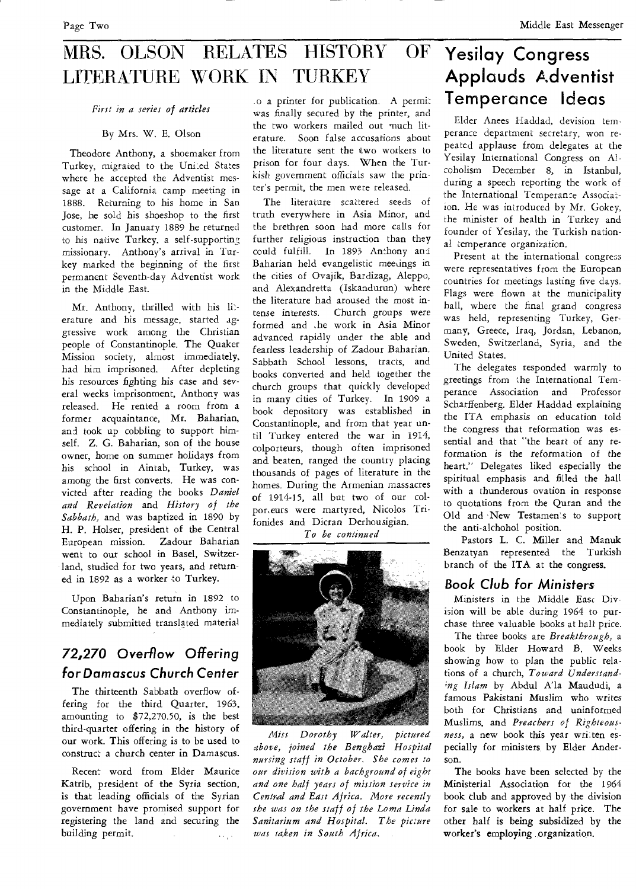# MRS. OLSON RELATES HISTORY OF LITERATURE WORK IN TURKEY

*First in a series of articles*

By Mrs. W. E. Olson

Theodore Anthony, a shoemaker from Turkey, migrated to the United States where he accepted the Adventist message at a California camp meeting in 1888. Returning to his home in San Jose, he sold his shoeshop to the first customer. In January 1889 he returned to his native Turkey, a self-supporting missionary. Anthony's arrival in Turkey marked the beginning of the first permanent Seventh-day Adventist work in the Middle East.

Mr. Anthony, thrilled with his literature and his message, started aggressive work among the Christian people of Constantinople. The Quaker Mission society, almost immediately, had him imprisoned. After depleting his resources fighting his case and several weeks imprisonment, Anthony was released. He rented a room from a former acquaintance, Mr. Baharian, and took up cobbling to support himself. Z. G. Baharian, son of the house owner, home on summer holidays from his school in Aintab, Turkey, was among the first converts. He was convicted after reading the books *Daniel and Revelation* and *History of the Sabbath,* and was baptized in 1890 by H. P. Holser, president of the Central European mission. Zadour Baharian went to our school in Basel, Switzerland, studied for two years, and returned in 1892 as a worker to Turkey.

Upon Baharian's return in 1892 to Constantinople, he and Anthony immediately submitted translated material to a printer for publication. A permit was finally secured by the printer, and the two workers mailed out much literature. Soon false accusations about the literature sent the two workers to prison for four days. When the Turkish government officials saw the printer's permit, the men were released.

The literature scattered seeds of truth everywhere in Asia Minor, and the brethren soon had more calls for further religious instruction than they could fulfill. In 1893 Anthony and Baharian held evangelistic meetings in the cities of Ovajik, Bardizag, Aleppo, and Alexandretta (Iskandurun) where the literature had aroused the most intense interests. Church groups were formed and the work in Asia Minor advanced rapidly under the able and fearless leadership of Zadour Baharian. Sabbath School lessons, tracts, and books converted and held together the church groups that quickly developed in many cities of Turkey. In 1909 a book depository was established in Constantinople, and from that year until Turkey entered the war in 1914, colporteurs, though often imprisoned and beaten, ranged the country placing thousands of pages of literature in the homes. During the Armenian massacres of 1914-15, all but two of our colporteurs were martyred, Nicolos Trifonides and Dicran Derhousigian.

*To be continued*

## 72,270 Overflow Offering for Damascus Church Center

The thirteenth Sabbath overflow offering for the third Quarter, 1963, amounting to $72,270.50, is the best third-quarter offering in the history of our work. This offering is to be used to construct a church center in Damascus.

Recent word from Elder Maurice Katrib, president of the Syria section, is that leading officials of the Syrian government have promised support for registering the land and securing the building permit.

*Miss Dorothy Walter, pictured above, joined the Benghazi Hospital nursing staff in October. She comes to our division with a background of eight and one half years of mission service in Central and East Africa. More recently she was on the staff of the Loma Linda Sanitarium and Hospital. The picture was taken in South Africa.*

# Yesilay Congress Applauds Adventist Temperance Ideas

Elder Anees Haddad, devision temperance department secretary, won repeated applause from delegates at the Yesilay International Congress on Alcoholism December 8, in Istanbul, during a speech reporting the work of the International Temperance Association. He was introduced by Mr. Gokey, the minister of health in Turkey and founder of Yesilay, the Turkish national temperance organization.

Present at the international congress were representatives from the European countries for meetings lasting five days. Flags were flown at the municipality hall, where the final grand congress was held, representing Turkey, Germany, Greece, Iraq, Jordan, Lebanon, Sweden, Switzerland, Syria, and the United States.

The delegates responded warmly to greetings from the International Temperance Association and Professor Scharffenberg. Elder Haddad explaining the ITA emphasis on education told the congress that reformation was essential and that "the heart of any reformation is the reformation of the heart." Delegates liked especially the spiritual emphasis and filled the hall with a thunderous ovation in response to quotations from the Quran and the Old and New Testaments to support the anti-alchohol position.

Pastors L. C. Miller and Manuk Benzatyan represented the Turkish branch of the ITA at the congress.

## Book Club for Ministers

Ministers in the Middle East Division will be able during 1964 to purchase three valuable books at half price.

The three books are *Breakthrough,* a book by Elder Howard B. Weeks showing how to plan the public relations of a church, *Toward Understanding Islam* by Abdul A'la Maududi, a famous Pakistani Muslim who writes both for Christians and uninformed Muslims, and *Preachers of Righteousness,* a new book this year written especially for ministers by Elder Anderson.

The books have been selected by the Ministerial Association for the 1964 book club and approved by the division for sale to workers at half price. The other half is being subsidized by the worker's employing organization.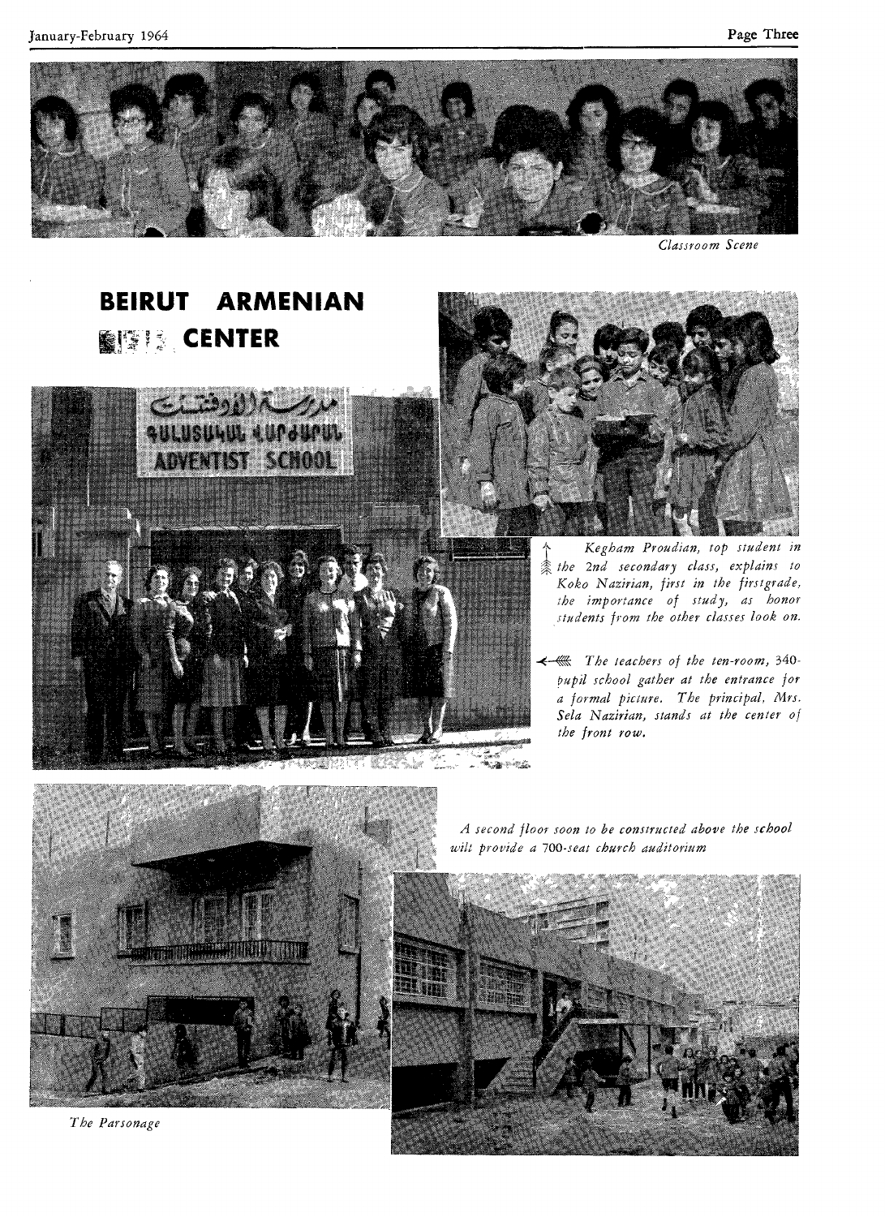*Classroom Scene*

# BEIRUT ARMENIAN CENTER

مدرسة الأدفنتست
ԳԱՆԱՏԵԼԵԱՆ ՎԱՐԺԱՐԱՆ
ADVENTIST SCHOOL

↑ *Kegham Proudian, top student in the 2nd secondary class, explains to Koko Nazirian, first in the firstgrade, the importance of study, as honor students from the other classes look on.*

← *The teachers of the ten-room, 340-pupil school gather at the entrance for a formal picture. The principal, Mrs. Sela Nazirian, stands at the center of the front row.*

*A second floor soon to be constructed above the school will provide a 700-seat church auditorium*

*The Parsonage*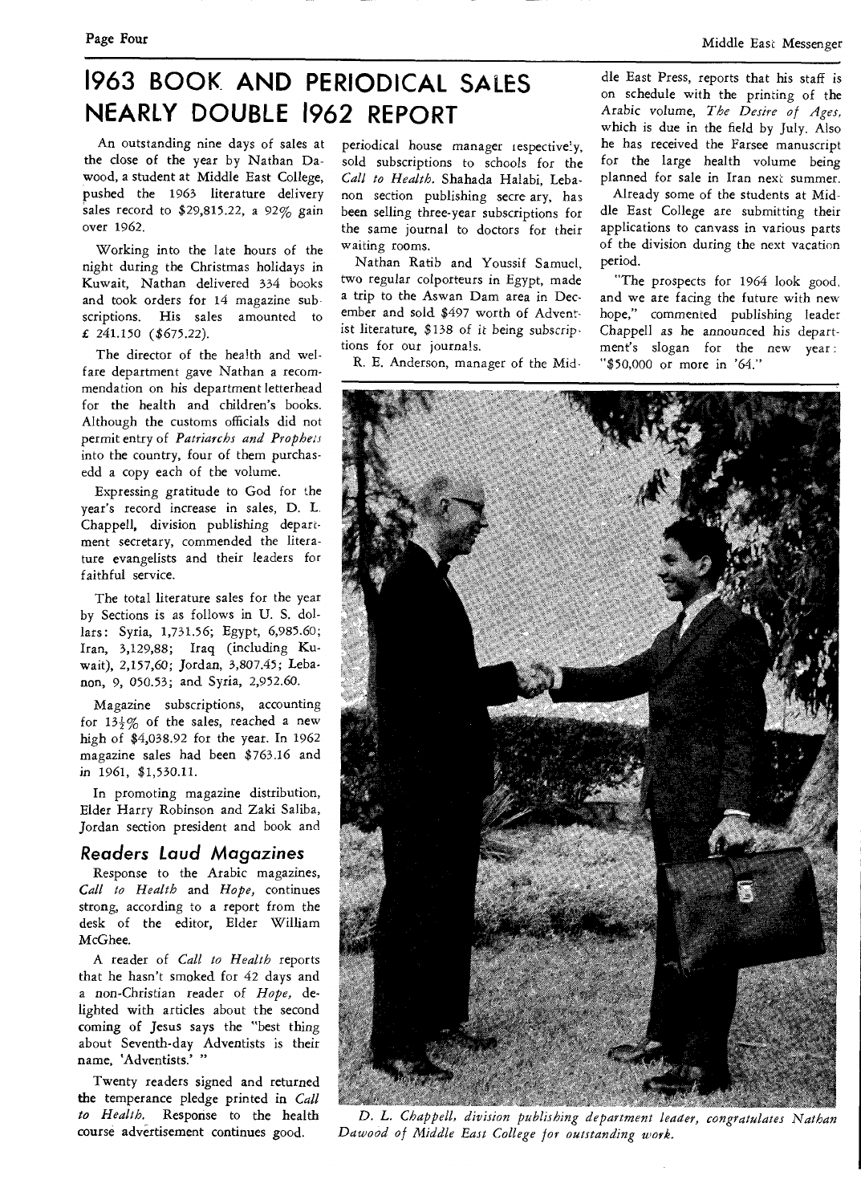# 1963 BOOK AND PERIODICAL SALES NEARLY DOUBLE 1962 REPORT

An outstanding nine days of sales at the close of the year by Nathan Dawood, a student at Middle East College, pushed the 1963 literature delivery sales record to $29,815.22, a 92% gain over 1962.

Working into the late hours of the night during the Christmas holidays in Kuwait, Nathan delivered 334 books and took orders for 14 magazine subscriptions. His sales amounted to £ 241.150 ($675.22).

The director of the health and welfare department gave Nathan a recommendation on his department letterhead for the health and children's books. Although the customs officials did not permit entry of *Patriarchs and Prophets* into the country, four of them purchasedd a copy each of the volume.

Expressing gratitude to God for the year's record increase in sales, D. L. Chappell, division publishing department secretary, commended the literature evangelists and their leaders for faithful service.

The total literature sales for the year by Sections is as follows in U. S. dollars: Syria, 1,731.56; Egypt, 6,985.60; Iran, 3,129,88; Iraq (including Kuwait), 2,157,60; Jordan, 3,807.45; Lebanon, 9, 050.53; and Syria, 2,952.60.

Magazine subscriptions, accounting for 13½% of the sales, reached a new high of $4,038.92 for the year. In 1962 magazine sales had been $763.16 and in 1961, $1,530.11.

In promoting magazine distribution, Elder Harry Robinson and Zaki Saliba, Jordan section president and book and periodical house manager respectively, sold subscriptions to schools for the *Call to Health*. Shahada Halabi, Lebanon section publishing secretary, has been selling three-year subscriptions for the same journal to doctors for their waiting rooms.

Nathan Ratib and Youssif Samuel, two regular colporteurs in Egypt, made a trip to the Aswan Dam area in December and sold $497 worth of Adventist literature, $138 of it being subscriptions for our journals.

R. E. Anderson, manager of the Middle East Press, reports that his staff is on schedule with the printing of the Arabic volume, *The Desire of Ages*, which is due in the field by July. Also he has received the Farsee manuscript for the large health volume being planned for sale in Iran next summer.

Already some of the students at Middle East College are submitting their applications to canvass in various parts of the division during the next vacation period.

"The prospects for 1964 look good, and we are facing the future with new hope," commented publishing leader Chappell as he announced his department's slogan for the new year: "$50,000 or more in '64."

## Readers Laud Magazines

Response to the Arabic magazines, *Call to Health* and *Hope*, continues strong, according to a report from the desk of the editor, Elder William McGhee.

A reader of *Call to Health* reports that he hasn't smoked for 42 days and a non-Christian reader of *Hope*, delighted with articles about the second coming of Jesus says the "best thing about Seventh-day Adventists is their name, 'Adventists.' "

Twenty readers signed and returned the temperance pledge printed in *Call to Health*. Response to the health course advertisement continues good.

*D. L. Chappell, division publishing department leader, congratulates Nathan Dawood of Middle East College for outstanding work.*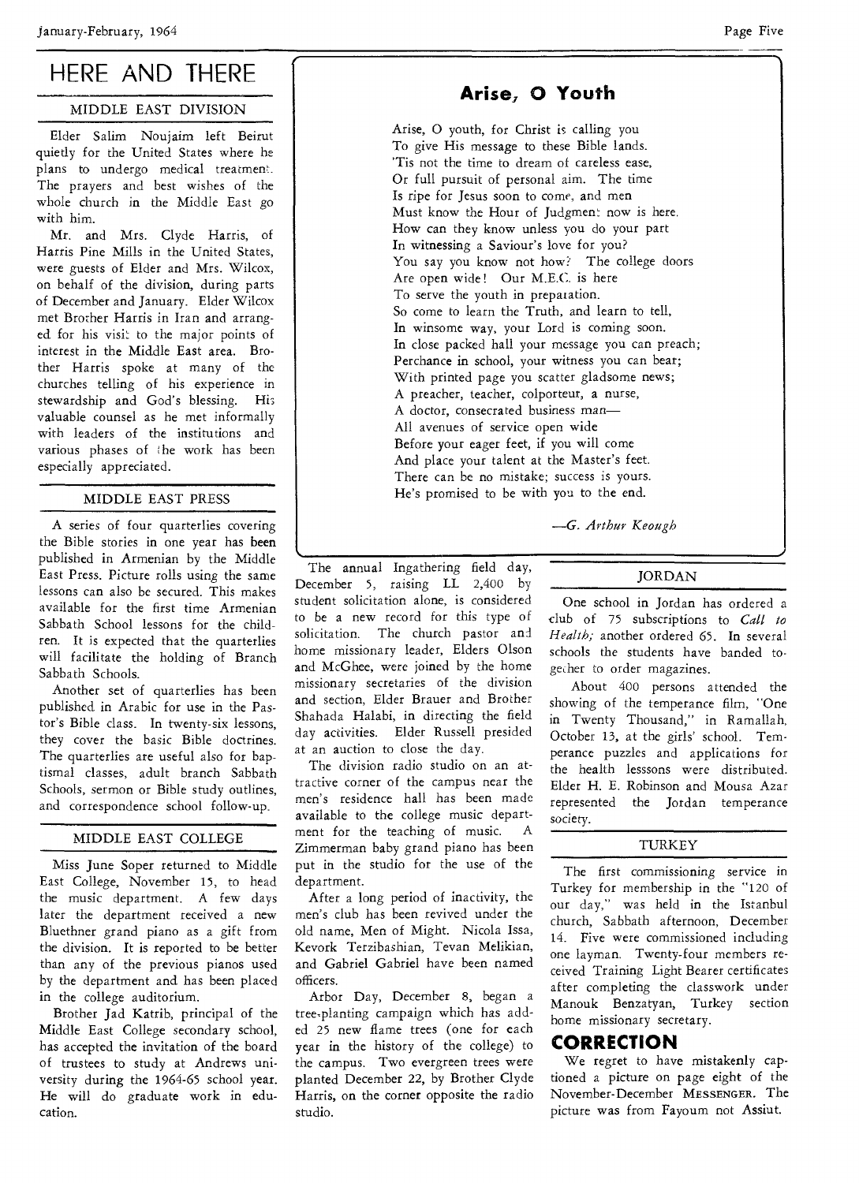# HERE AND THERE

## MIDDLE EAST DIVISION

Elder Salim Noujaim left Beirut quietly for the United States where he plans to undergo medical treatment. The prayers and best wishes of the whole church in the Middle East go with him.

Mr. and Mrs. Clyde Harris, of Harris Pine Mills in the United States, were guests of Elder and Mrs. Wilcox, on behalf of the division, during parts of December and January. Elder Wilcox met Brother Harris in Iran and arranged for his visit to the major points of interest in the Middle East area. Brother Harris spoke at many of the churches telling of his experience in stewardship and God's blessing. His valuable counsel as he met informally with leaders of the institutions and various phases of the work has been especially appreciated.

## MIDDLE EAST PRESS

A series of four quarterlies covering the Bible stories in one year has been published in Armenian by the Middle East Press. Picture rolls using the same lessons can also be secured. This makes available for the first time Armenian Sabbath School lessons for the children. It is expected that the quarterlies will facilitate the holding of Branch Sabbath Schools.

Another set of quarterlies has been published in Arabic for use in the Pastor's Bible class. In twenty-six lessons, they cover the basic Bible doctrines. The quarterlies are useful also for baptismal classes, adult branch Sabbath Schools, sermon or Bible study outlines, and correspondence school follow-up.

## MIDDLE EAST COLLEGE

Miss June Soper returned to Middle East College, November 15, to head the music department. A few days later the department received a new Bluethner grand piano as a gift from the division. It is reported to be better than any of the previous pianos used by the department and has been placed in the college auditorium.

Brother Jad Katrib, principal of the Middle East College secondary school, has accepted the invitation of the board of trustees to study at Andrews university during the 1964-65 school year. He will do graduate work in education.

The annual Ingathering field day, December 5, raising LL 2,400 by student solicitation alone, is considered to be a new record for this type of solicitation. The church pastor and home missionary leader, Elders Olson and McGhee, were joined by the home missionary secretaries of the division and section, Elder Brauer and Brother Shahada Halabi, in directing the field day activities. Elder Russell presided at an auction to close the day.

The division radio studio on an attractive corner of the campus near the men's residence hall has been made available to the college music department for the teaching of music. A Zimmerman baby grand piano has been put in the studio for the use of the department.

After a long period of inactivity, the men's club has been revived under the old name, Men of Might. Nicola Issa, Kevork Terzibashian, Tevan Melikian, and Gabriel Gabriel have been named officers.

Arbor Day, December 8, began a tree-planting campaign which has added 25 new flame trees (one for each year in the history of the college) to the campus. Two evergreen trees were planted December 22, by Brother Clyde Harris, on the corner opposite the radio studio.

## Arise, O Youth

Arise, O youth, for Christ is calling you
To give His message to these Bible lands.
'Tis not the time to dream of careless ease,
Or full pursuit of personal aim. The time
Is ripe for Jesus soon to come, and men
Must know the Hour of Judgment now is here.
How can they know unless you do your part
In witnessing a Saviour's love for you?
You say you know not how? The college doors
Are open wide! Our M.E.C. is here
To serve the youth in preparation.
So come to learn the Truth, and learn to tell,
In winsome way, your Lord is coming soon.
In close packed hall your message you can preach;
Perchance in school, your witness you can bear;
With printed page you scatter gladsome news;
A preacher, teacher, colporteur, a nurse,
A doctor, consecrated business man—
All avenues of service open wide
Before your eager feet, if you will come
And place your talent at the Master's feet.
There can be no mistake; success is yours.
He's promised to be with you to the end.

—*G. Arthur Keough*

## JORDAN

One school in Jordan has ordered a club of 75 subscriptions to *Call to Health;* another ordered 65. In several schools the students have banded together to order magazines.

About 400 persons attended the showing of the temperance film, "One in Twenty Thousand," in Ramallah, October 13, at the girls' school. Temperance puzzles and applications for the health lesssons were distributed. Elder H. E. Robinson and Mousa Azar represented the Jordan temperance society.

## TURKEY

The first commissioning service in Turkey for membership in the "120 of our day," was held in the Istanbul church, Sabbath afternoon, December 14. Five were commissioned including one layman. Twenty-four members received Training Light Bearer certificates after completing the classwork under Manouk Benzatyan, Turkey section home missionary secretary.

## CORRECTION

We regret to have mistakenly captioned a picture on page eight of the November-December MESSENGER. The picture was from Fayoum not Assiut.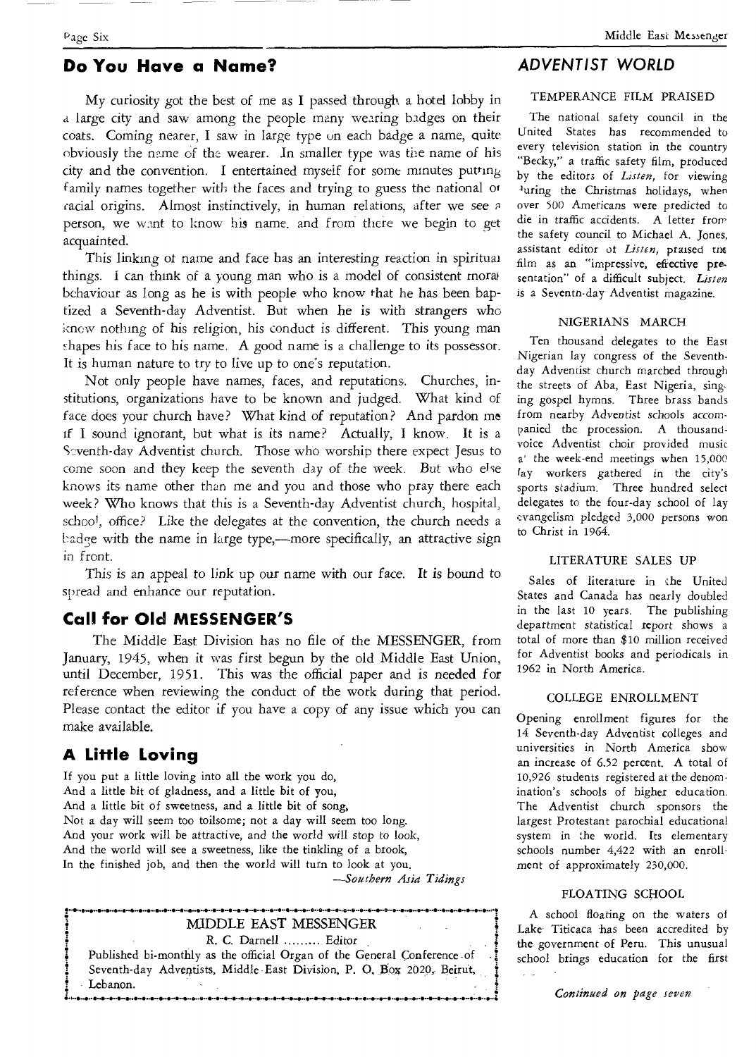## Do You Have a Name?

My curiosity got the best of me as I passed through a hotel lobby in a large city and saw among the people many wearing badges on their coats. Coming nearer, I saw in large type on each badge a name, quite obviously the name of the wearer. In smaller type was the name of his city and the convention. I entertained myself for some minutes putting family names together with the faces and trying to guess the national or racial origins. Almost instinctively, in human relations, after we see a person, we want to know his name, and from there we begin to get acquainted.

This linking of name and face has an interesting reaction in spiritual things. I can think of a young man who is a model of consistent moral behaviour as long as he is with people who know that he has been baptized a Seventh-day Adventist. But when he is with strangers who know nothing of his religion, his conduct is different. This young man shapes his face to his name. A good name is a challenge to its possessor. It is human nature to try to live up to one's reputation.

Not only people have names, faces, and reputations. Churches, institutions, organizations have to be known and judged. What kind of face does your church have? What kind of reputation? And pardon me if I sound ignorant, but what is its name? Actually, I know. It is a Seventh-day Adventist church. Those who worship there expect Jesus to come soon and they keep the seventh day of the week. But who else knows its name other than me and you and those who pray there each week? Who knows that this is a Seventh-day Adventist church, hospital, school, office? Like the delegates at the convention, the church needs a badge with the name in large type,—more specifically, an attractive sign in front.

This is an appeal to link up our name with our face. It is bound to spread and enhance our reputation.

## Call for Old MESSENGER'S

The Middle East Division has no file of the MESSENGER, from January, 1945, when it was first begun by the old Middle East Union, until December, 1951. This was the official paper and is needed for reference when reviewing the conduct of the work during that period. Please contact the editor if you have a copy of any issue which you can make available.

## A Little Loving

If you put a little loving into all the work you do,
And a little bit of gladness, and a little bit of you,
And a little bit of sweetness, and a little bit of song,
Not a day will seem too toilsome; not a day will seem too long.
And your work will be attractive, and the world will stop to look,
And the world will see a sweetness, like the tinkling of a brook,
In the finished job, and then the world will turn to look at you.

—*Southern Asia Tidings*

---

MIDDLE EAST MESSENGER

R. C. Darnell ......... Editor

Published bi-monthly as the official Organ of the General Conference of Seventh-day Adventists, Middle East Division, P. O. Box 2020, Beirut, Lebanon.

---

## *ADVENTIST WORLD*

### TEMPERANCE FILM PRAISED

The national safety council in the United States has recommended to every television station in the country "Becky," a traffic safety film, produced by the editors of *Listen*, for viewing during the Christmas holidays, when over 500 Americans were predicted to die in traffic accidents. A letter from the safety council to Michael A. Jones, assistant editor of *Listen*, praised the film as an "impressive, effective presentation" of a difficult subject. *Listen* is a Seventh-day Adventist magazine.

### NIGERIANS MARCH

Ten thousand delegates to the East Nigerian lay congress of the Seventh-day Adventist church marched through the streets of Aba, East Nigeria, singing gospel hymns. Three brass bands from nearby Adventist schools accompanied the procession. A thousand-voice Adventist choir provided music at the week-end meetings when 15,000 lay workers gathered in the city's sports stadium. Three hundred select delegates to the four-day school of lay evangelism pledged 3,000 persons won to Christ in 1964.

### LITERATURE SALES UP

Sales of literature in the United States and Canada has nearly doubled in the last 10 years. The publishing department statistical report shows a total of more than $10 million received for Adventist books and periodicals in 1962 in North America.

### COLLEGE ENROLLMENT

Opening enrollment figures for the 14 Seventh-day Adventist colleges and universities in North America show an increase of 6.52 percent. A total of 10,926 students registered at the denomination's schools of higher education. The Adventist church sponsors the largest Protestant parochial educational system in the world. Its elementary schools number 4,422 with an enrollment of approximately 230,000.

### FLOATING SCHOOL

A school floating on the waters of Lake Titicaca has been accredited by the government of Peru. This unusual school brings education for the first

*Continued on page seven*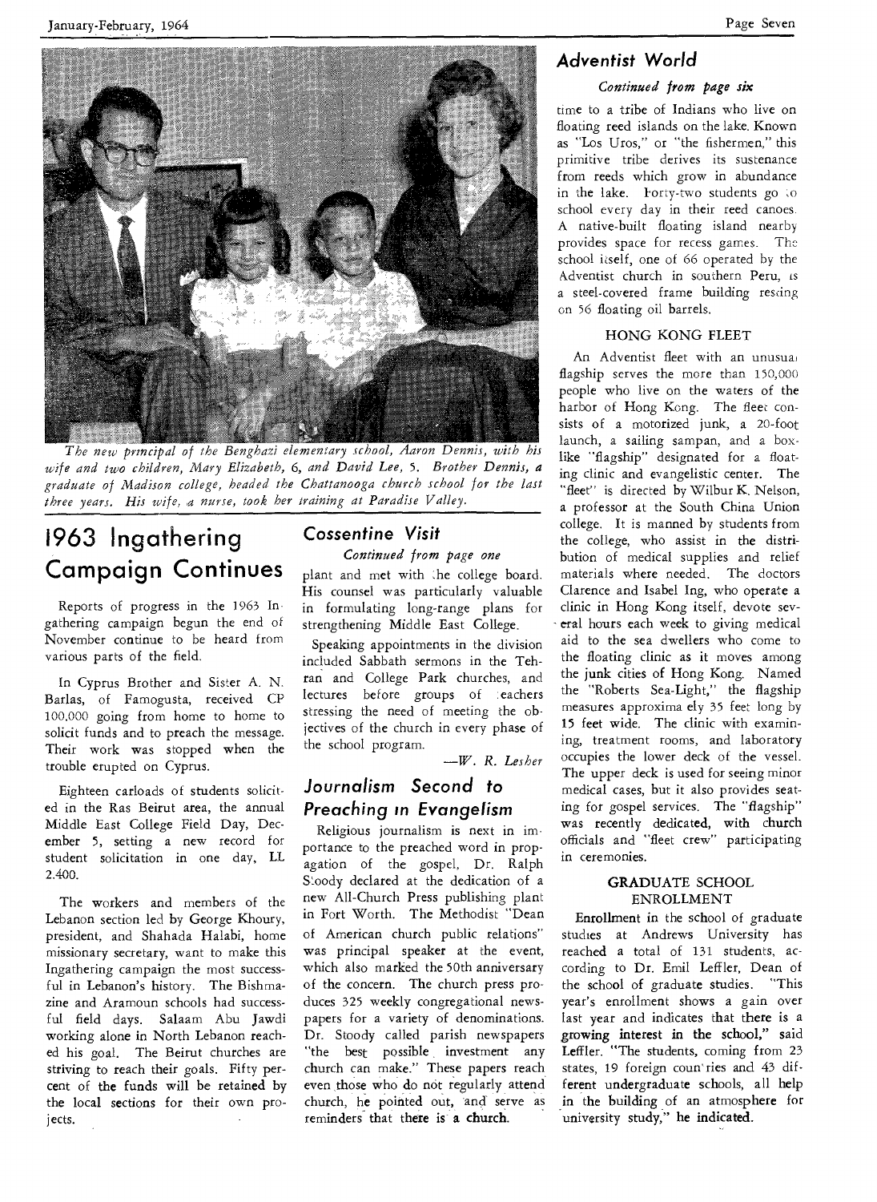*The new principal of the Benghazi elementary school, Aaron Dennis, with his wife and two children, Mary Elizabeth, 6, and David Lee, 5. Brother Dennis, a graduate of Madison college, headed the Chattanooga church school for the last three years. His wife, a nurse, took her training at Paradise Valley.*

# 1963 Ingathering Campaign Continues

Reports of progress in the 1963 Ingathering campaign begun the end of November continue to be heard from various parts of the field.

In Cyprus Brother and Sister A. N. Barlas, of Famogusta, received CP 100.000 going from home to home to solicit funds and to preach the message. Their work was stopped when the trouble erupted on Cyprus.

Eighteen carloads of students solicited in the Ras Beirut area, the annual Middle East College Field Day, December 5, setting a new record for student solicitation in one day, LL 2.400.

The workers and members of the Lebanon section led by George Khoury, president, and Shahada Halabi, home missionary secretary, want to make this Ingathering campaign the most successful in Lebanon's history. The Bishmazine and Aramoun schools had successful field days. Salaam Abu Jawdi working alone in North Lebanon reached his goal. The Beirut churches are striving to reach their goals. Fifty percent of the funds will be retained by the local sections for their own projects.

## Cossentine Visit

*Continued from page one*

plant and met with the college board. His counsel was particularly valuable in formulating long-range plans for strengthening Middle East College.

Speaking appointments in the division included Sabbath sermons in the Tehran and College Park churches, and lectures before groups of teachers stressing the need of meeting the objectives of the church in every phase of the school program.

—*W. R. Lesher*

## Journalism Second to Preaching in Evangelism

Religious journalism is next in importance to the preached word in propagation of the gospel, Dr. Ralph Stoody declared at the dedication of a new All-Church Press publishing plant in Fort Worth. The Methodist "Dean of American church public relations" was principal speaker at the event, which also marked the 50th anniversary of the concern. The church press produces 325 weekly congregational newspapers for a variety of denominations. Dr. Stoody called parish newspapers "the best possible investment any church can make." These papers reach even those who do not regularly attend church, he pointed out, and serve as reminders that there is a church.

## Adventist World

*Continued from page six*

time to a tribe of Indians who live on floating reed islands on the lake. Known as "Los Uros," or "the fishermen," this primitive tribe derives its sustenance from reeds which grow in abundance in the lake. Forty-two students go to school every day in their reed canoes. A native-built floating island nearby provides space for recess games. The school itself, one of 66 operated by the Adventist church in southern Peru, is a steel-covered frame building resting on 56 floating oil barrels.

### HONG KONG FLEET

An Adventist fleet with an unusual flagship serves the more than 150,000 people who live on the waters of the harbor of Hong Kong. The fleet consists of a motorized junk, a 20-foot launch, a sailing sampan, and a box-like "flagship" designated for a floating clinic and evangelistic center. The "fleet" is directed by Wilbur K. Nelson, a professor at the South China Union college. It is manned by students from the college, who assist in the distribution of medical supplies and relief materials where needed. The doctors Clarence and Isabel Ing, who operate a clinic in Hong Kong itself, devote several hours each week to giving medical aid to the sea dwellers who come to the floating clinic as it moves among the junk cities of Hong Kong. Named the "Roberts Sea-Light," the flagship measures approximately 35 feet long by 15 feet wide. The clinic with examining, treatment rooms, and laboratory occupies the lower deck of the vessel. The upper deck is used for seeing minor medical cases, but it also provides seating for gospel services. The "flagship" was recently dedicated, with church officials and "fleet crew" participating in ceremonies.

### GRADUATE SCHOOL ENROLLMENT

Enrollment in the school of graduate studies at Andrews University has reached a total of 131 students, according to Dr. Emil Leffler, Dean of the school of graduate studies. "This year's enrollment shows a gain over last year and indicates that there is a growing interest in the school," said Leffler. "The students, coming from 23 states, 19 foreign countries and 43 different undergraduate schools, all help in the building of an atmosphere for university study," he indicated.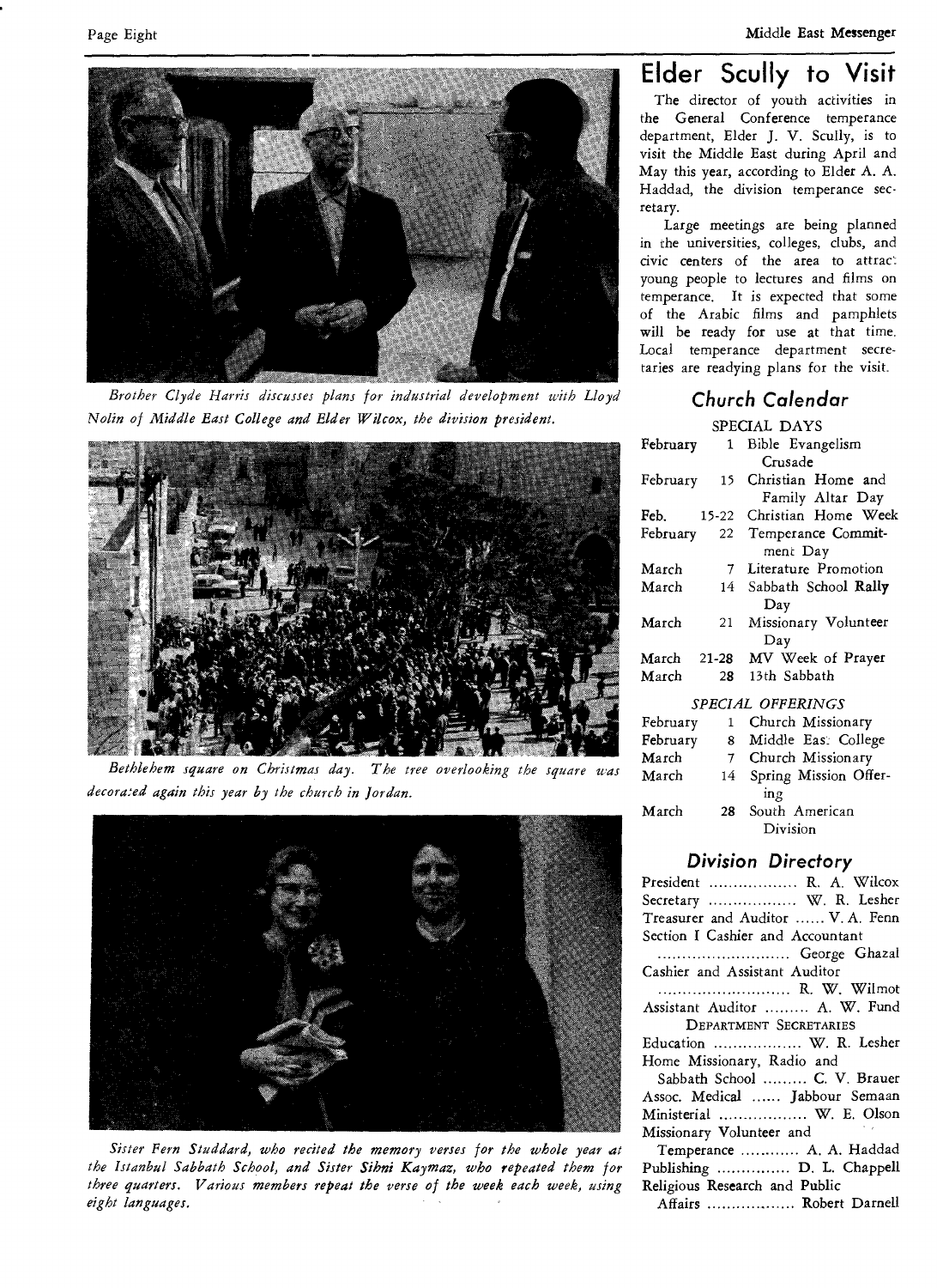*Brother Clyde Harris discusses plans for industrial development with Lloyd Nolin of Middle East College and Elder Wilcox, the division president.*

*Bethlehem square on Christmas day. The tree overlooking the square was decorated again this year by the church in Jordan.*

*Sister Fern Studdard, who recited the memory verses for the whole year at the Istanbul Sabbath School, and Sister Sibni Kaymaz, who repeated them for three quarters. Various members repeat the verse of the week each week, using eight languages.*

## Elder Scully to Visit

The director of youth activities in the General Conference temperance department, Elder J. V. Scully, is to visit the Middle East during April and May this year, according to Elder A. A. Haddad, the division temperance secretary.

Large meetings are being planned in the universities, colleges, clubs, and civic centers of the area to attract young people to lectures and films on temperance. It is expected that some of the Arabic films and pamphlets will be ready for use at that time. Local temperance department secretaries are readying plans for the visit.

### Church Calendar

SPECIAL DAYS

| | | |
|---|---|---|
| February | 1 | Bible Evangelism Crusade |
| February | 15 | Christian Home and Family Altar Day |
| Feb. | 15-22 | Christian Home Week |
| February | 22 | Temperance Commitment Day |
| March | 7 | Literature Promotion |
| March | 14 | Sabbath School Rally Day |
| March | 21 | Missionary Volunteer Day |
| March | 21-28 | MV Week of Prayer |
| March | 28 | 13th Sabbath |

*SPECIAL OFFERINGS*

| | | |
|---|---|---|
| February | 1 | Church Missionary |
| February | 8 | Middle East College |
| March | 7 | Church Missionary |
| March | 14 | Spring Mission Offering |
| March | 28 | South American Division |

### Division Directory

President .................. R. A. Wilcox
Secretary .................. W. R. Lesher
Treasurer and Auditor ...... V. A. Fenn
Section I Cashier and Accountant .......................... George Ghazal
Cashier and Assistant Auditor .......................... R. W. Wilmot
Assistant Auditor ......... A. W. Fund

DEPARTMENT SECRETARIES

Education .................. W. R. Lesher
Home Missionary, Radio and Sabbath School ......... C. V. Brauer
Assoc. Medical ...... Jabbour Semaan
Ministerial .................. W. E. Olson
Missionary Volunteer and Temperance ............ A. A. Haddad
Publishing ............... D. L. Chappell
Religious Research and Public Affairs .................. Robert Darnell